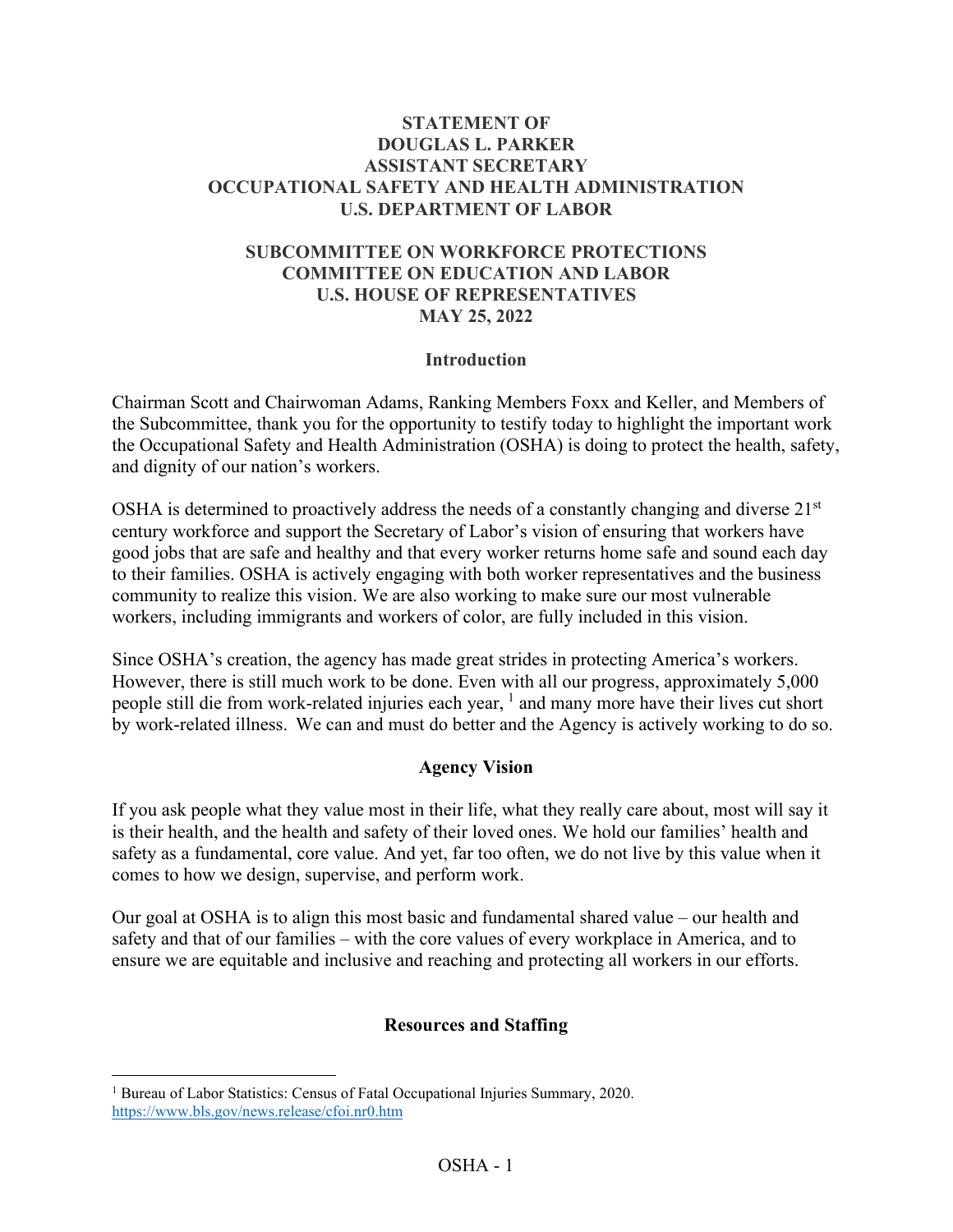**STATEMENT OF**
**DOUGLAS L. PARKER**
**ASSISTANT SECRETARY**
**OCCUPATIONAL SAFETY AND HEALTH ADMINISTRATION**
**U.S. DEPARTMENT OF LABOR**

**SUBCOMMITTEE ON WORKFORCE PROTECTIONS**
**COMMITTEE ON EDUCATION AND LABOR**
**U.S. HOUSE OF REPRESENTATIVES**
**MAY 25, 2022**

## Introduction

Chairman Scott and Chairwoman Adams, Ranking Members Foxx and Keller, and Members of the Subcommittee, thank you for the opportunity to testify today to highlight the important work the Occupational Safety and Health Administration (OSHA) is doing to protect the health, safety, and dignity of our nation's workers.

OSHA is determined to proactively address the needs of a constantly changing and diverse 21st century workforce and support the Secretary of Labor's vision of ensuring that workers have good jobs that are safe and healthy and that every worker returns home safe and sound each day to their families. OSHA is actively engaging with both worker representatives and the business community to realize this vision. We are also working to make sure our most vulnerable workers, including immigrants and workers of color, are fully included in this vision.

Since OSHA's creation, the agency has made great strides in protecting America's workers. However, there is still much work to be done. Even with all our progress, approximately 5,000 people still die from work-related injuries each year, [1] and many more have their lives cut short by work-related illness. We can and must do better and the Agency is actively working to do so.

## Agency Vision

If you ask people what they value most in their life, what they really care about, most will say it is their health, and the health and safety of their loved ones. We hold our families' health and safety as a fundamental, core value. And yet, far too often, we do not live by this value when it comes to how we design, supervise, and perform work.

Our goal at OSHA is to align this most basic and fundamental shared value – our health and safety and that of our families – with the core values of every workplace in America, and to ensure we are equitable and inclusive and reaching and protecting all workers in our efforts.

## Resources and Staffing

[1] Bureau of Labor Statistics: Census of Fatal Occupational Injuries Summary, 2020. https://www.bls.gov/news.release/cfoi.nr0.htm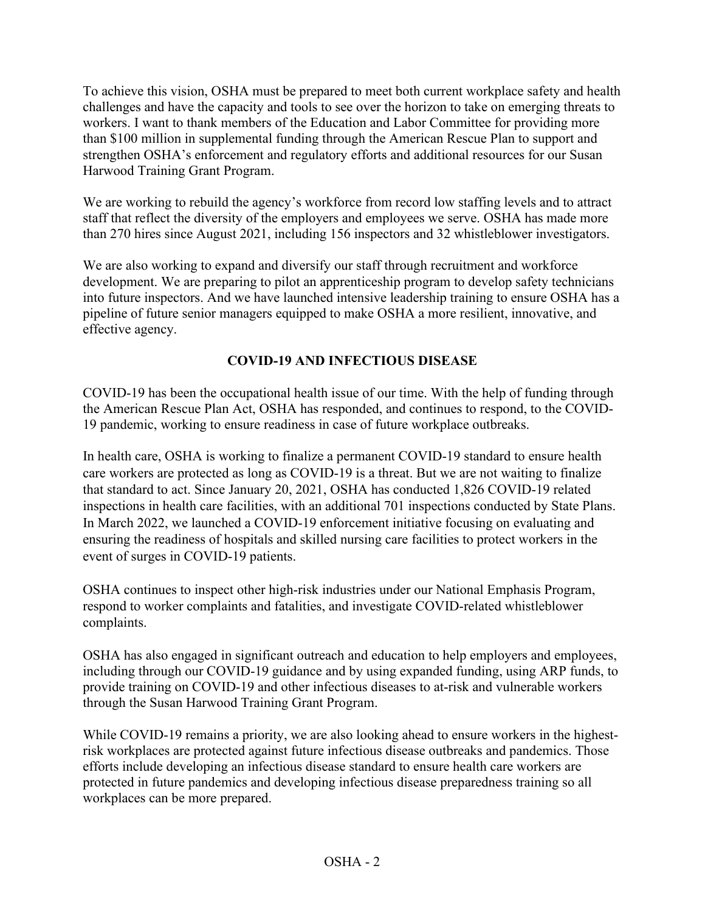To achieve this vision, OSHA must be prepared to meet both current workplace safety and health challenges and have the capacity and tools to see over the horizon to take on emerging threats to workers. I want to thank members of the Education and Labor Committee for providing more than $100 million in supplemental funding through the American Rescue Plan to support and strengthen OSHA's enforcement and regulatory efforts and additional resources for our Susan Harwood Training Grant Program.

We are working to rebuild the agency's workforce from record low staffing levels and to attract staff that reflect the diversity of the employers and employees we serve. OSHA has made more than 270 hires since August 2021, including 156 inspectors and 32 whistleblower investigators.

We are also working to expand and diversify our staff through recruitment and workforce development. We are preparing to pilot an apprenticeship program to develop safety technicians into future inspectors. And we have launched intensive leadership training to ensure OSHA has a pipeline of future senior managers equipped to make OSHA a more resilient, innovative, and effective agency.

## COVID-19 AND INFECTIOUS DISEASE

COVID-19 has been the occupational health issue of our time. With the help of funding through the American Rescue Plan Act, OSHA has responded, and continues to respond, to the COVID-19 pandemic, working to ensure readiness in case of future workplace outbreaks.

In health care, OSHA is working to finalize a permanent COVID-19 standard to ensure health care workers are protected as long as COVID-19 is a threat. But we are not waiting to finalize that standard to act. Since January 20, 2021, OSHA has conducted 1,826 COVID-19 related inspections in health care facilities, with an additional 701 inspections conducted by State Plans. In March 2022, we launched a COVID-19 enforcement initiative focusing on evaluating and ensuring the readiness of hospitals and skilled nursing care facilities to protect workers in the event of surges in COVID-19 patients.

OSHA continues to inspect other high-risk industries under our National Emphasis Program, respond to worker complaints and fatalities, and investigate COVID-related whistleblower complaints.

OSHA has also engaged in significant outreach and education to help employers and employees, including through our COVID-19 guidance and by using expanded funding, using ARP funds, to provide training on COVID-19 and other infectious diseases to at-risk and vulnerable workers through the Susan Harwood Training Grant Program.

While COVID-19 remains a priority, we are also looking ahead to ensure workers in the highest-risk workplaces are protected against future infectious disease outbreaks and pandemics. Those efforts include developing an infectious disease standard to ensure health care workers are protected in future pandemics and developing infectious disease preparedness training so all workplaces can be more prepared.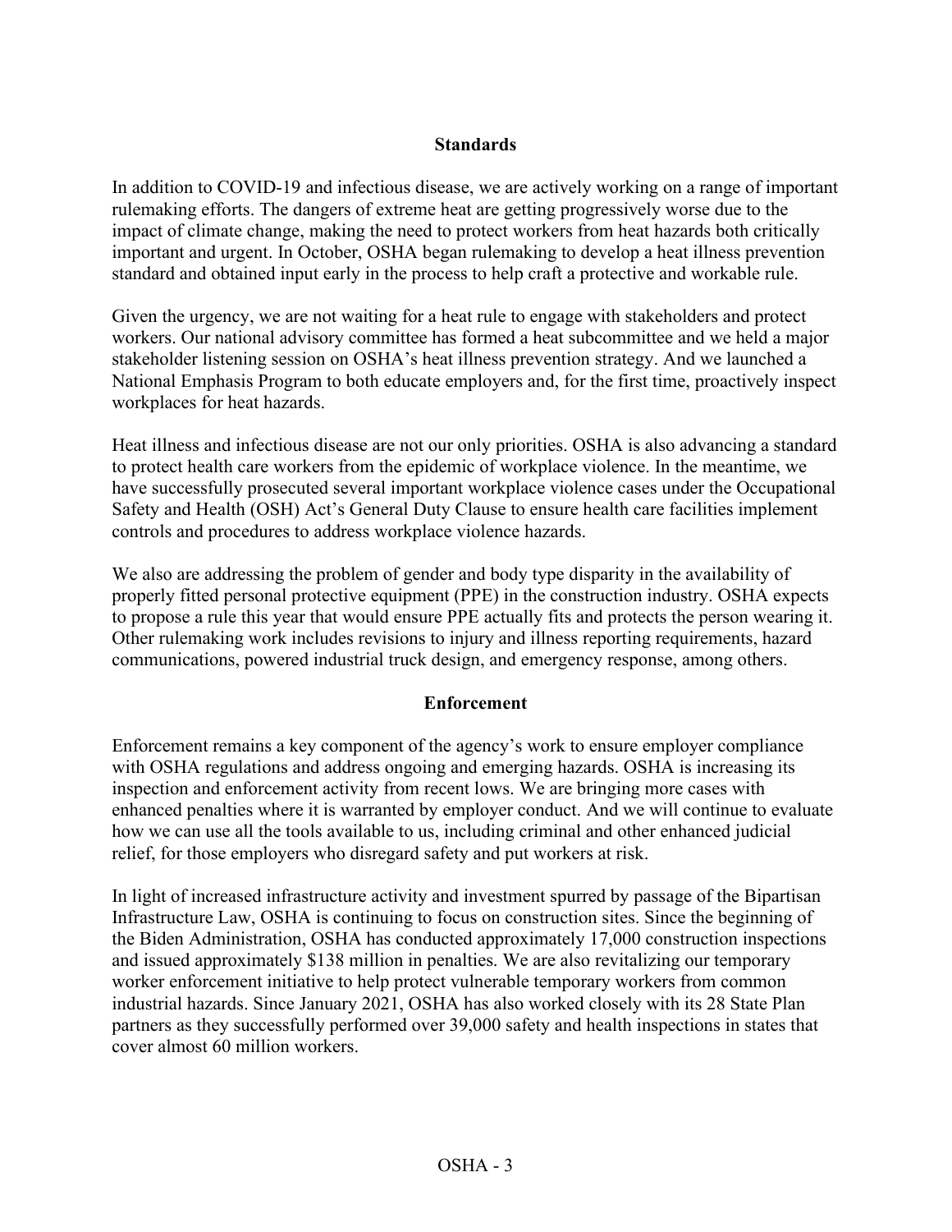## Standards

In addition to COVID-19 and infectious disease, we are actively working on a range of important rulemaking efforts. The dangers of extreme heat are getting progressively worse due to the impact of climate change, making the need to protect workers from heat hazards both critically important and urgent. In October, OSHA began rulemaking to develop a heat illness prevention standard and obtained input early in the process to help craft a protective and workable rule.

Given the urgency, we are not waiting for a heat rule to engage with stakeholders and protect workers. Our national advisory committee has formed a heat subcommittee and we held a major stakeholder listening session on OSHA's heat illness prevention strategy. And we launched a National Emphasis Program to both educate employers and, for the first time, proactively inspect workplaces for heat hazards.

Heat illness and infectious disease are not our only priorities. OSHA is also advancing a standard to protect health care workers from the epidemic of workplace violence. In the meantime, we have successfully prosecuted several important workplace violence cases under the Occupational Safety and Health (OSH) Act's General Duty Clause to ensure health care facilities implement controls and procedures to address workplace violence hazards.

We also are addressing the problem of gender and body type disparity in the availability of properly fitted personal protective equipment (PPE) in the construction industry. OSHA expects to propose a rule this year that would ensure PPE actually fits and protects the person wearing it. Other rulemaking work includes revisions to injury and illness reporting requirements, hazard communications, powered industrial truck design, and emergency response, among others.

## Enforcement

Enforcement remains a key component of the agency's work to ensure employer compliance with OSHA regulations and address ongoing and emerging hazards. OSHA is increasing its inspection and enforcement activity from recent lows. We are bringing more cases with enhanced penalties where it is warranted by employer conduct. And we will continue to evaluate how we can use all the tools available to us, including criminal and other enhanced judicial relief, for those employers who disregard safety and put workers at risk.

In light of increased infrastructure activity and investment spurred by passage of the Bipartisan Infrastructure Law, OSHA is continuing to focus on construction sites. Since the beginning of the Biden Administration, OSHA has conducted approximately 17,000 construction inspections and issued approximately $138 million in penalties. We are also revitalizing our temporary worker enforcement initiative to help protect vulnerable temporary workers from common industrial hazards. Since January 2021, OSHA has also worked closely with its 28 State Plan partners as they successfully performed over 39,000 safety and health inspections in states that cover almost 60 million workers.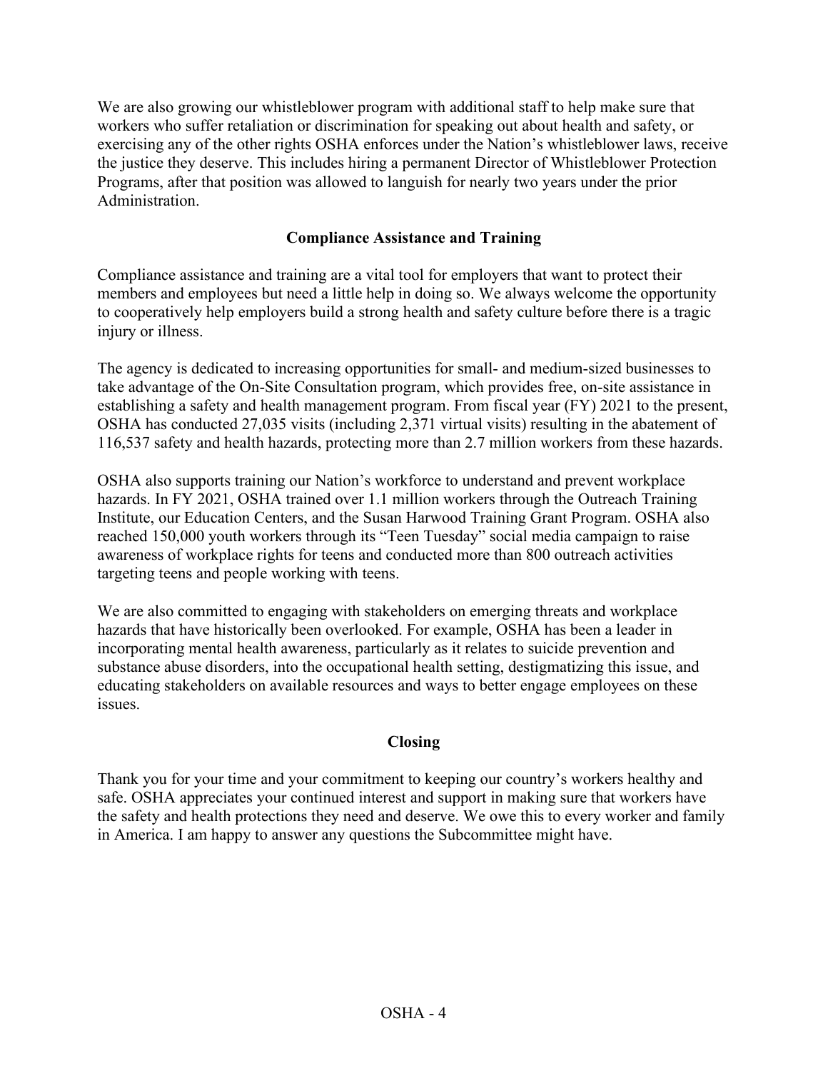We are also growing our whistleblower program with additional staff to help make sure that workers who suffer retaliation or discrimination for speaking out about health and safety, or exercising any of the other rights OSHA enforces under the Nation's whistleblower laws, receive the justice they deserve. This includes hiring a permanent Director of Whistleblower Protection Programs, after that position was allowed to languish for nearly two years under the prior Administration.

## Compliance Assistance and Training

Compliance assistance and training are a vital tool for employers that want to protect their members and employees but need a little help in doing so. We always welcome the opportunity to cooperatively help employers build a strong health and safety culture before there is a tragic injury or illness.

The agency is dedicated to increasing opportunities for small- and medium-sized businesses to take advantage of the On-Site Consultation program, which provides free, on-site assistance in establishing a safety and health management program. From fiscal year (FY) 2021 to the present, OSHA has conducted 27,035 visits (including 2,371 virtual visits) resulting in the abatement of 116,537 safety and health hazards, protecting more than 2.7 million workers from these hazards.

OSHA also supports training our Nation's workforce to understand and prevent workplace hazards. In FY 2021, OSHA trained over 1.1 million workers through the Outreach Training Institute, our Education Centers, and the Susan Harwood Training Grant Program. OSHA also reached 150,000 youth workers through its "Teen Tuesday" social media campaign to raise awareness of workplace rights for teens and conducted more than 800 outreach activities targeting teens and people working with teens.

We are also committed to engaging with stakeholders on emerging threats and workplace hazards that have historically been overlooked. For example, OSHA has been a leader in incorporating mental health awareness, particularly as it relates to suicide prevention and substance abuse disorders, into the occupational health setting, destigmatizing this issue, and educating stakeholders on available resources and ways to better engage employees on these issues.

## Closing

Thank you for your time and your commitment to keeping our country's workers healthy and safe. OSHA appreciates your continued interest and support in making sure that workers have the safety and health protections they need and deserve. We owe this to every worker and family in America. I am happy to answer any questions the Subcommittee might have.